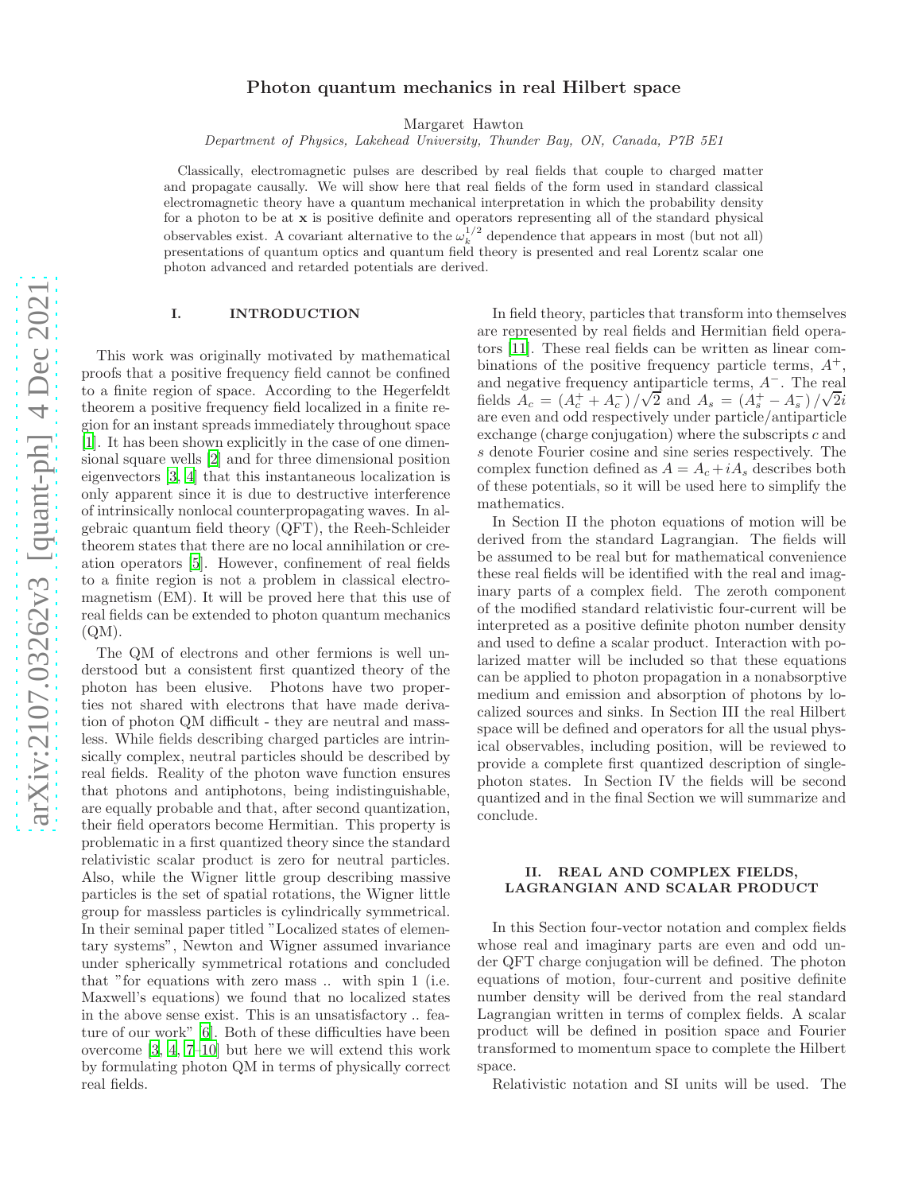# Photon quantum mechanics in real Hilbert space

Margaret Hawton

*Department of Physics, Lakehead University, Thunder Bay, ON, Canada, P7B 5E1*

Classically, electromagnetic pulses are described by real fields that couple to charged matter and propagate causally. We will show here that real fields of the form used in standard classical electromagnetic theory have a quantum mechanical interpretation in which the probability density for a photon to be at $\mathbf{x}$ is positive definite and operators representing all of the standard physical observables exist. A covariant alternative to the $\omega_k^{1/2}$ dependence that appears in most (but not all) presentations of quantum optics and quantum field theory is presented and real Lorentz scalar one photon advanced and retarded potentials are derived.

## I. INTRODUCTION

This work was originally motivated by mathematical proofs that a positive frequency field cannot be confined to a finite region of space. According to the Hegerfeldt theorem a positive frequency field localized in a finite region for an instant spreads immediately throughout space [1]. It has been shown explicitly in the case of one dimensional square wells [2] and for three dimensional position eigenvectors [3, 4] that this instantaneous localization is only apparent since it is due to destructive interference of intrinsically nonlocal counterpropagating waves. In algebraic quantum field theory (QFT), the Reeh-Schleider theorem states that there are no local annihilation or creation operators [5]. However, confinement of real fields to a finite region is not a problem in classical electromagnetism (EM). It will be proved here that this use of real fields can be extended to photon quantum mechanics (QM).

The QM of electrons and other fermions is well understood but a consistent first quantized theory of the photon has been elusive. Photons have two properties not shared with electrons that have made derivation of photon QM difficult - they are neutral and massless. While fields describing charged particles are intrinsically complex, neutral particles should be described by real fields. Reality of the photon wave function ensures that photons and antiphotons, being indistinguishable, are equally probable and that, after second quantization, their field operators become Hermitian. This property is problematic in a first quantized theory since the standard relativistic scalar product is zero for neutral particles. Also, while the Wigner little group describing massive particles is the set of spatial rotations, the Wigner little group for massless particles is cylindrically symmetrical. In their seminal paper titled "Localized states of elementary systems", Newton and Wigner assumed invariance under spherically symmetrical rotations and concluded that "for equations with zero mass .. with spin 1 (i.e. Maxwell's equations) we found that no localized states in the above sense exist. This is an unsatisfactory .. feature of our work" [6]. Both of these difficulties have been overcome [3, 4, 7–10] but here we will extend this work by formulating photon QM in terms of physically correct real fields.

In field theory, particles that transform into themselves are represented by real fields and Hermitian field operators [11]. These real fields can be written as linear combinations of the positive frequency particle terms, $A^+$, and negative frequency antiparticle terms, $A^-$. The real fields $A_c = \left(A_c^+ + A_c^-\right)/\sqrt{2}$ and $A_s = \left(A_s^+ - A_s^-\right)/\sqrt{2}i$ are even and odd respectively under particle/antiparticle exchange (charge conjugation) where the subscripts $c$ and $s$ denote Fourier cosine and sine series respectively. The complex function defined as $A = A_c + iA_s$ describes both of these potentials, so it will be used here to simplify the mathematics.

In Section II the photon equations of motion will be derived from the standard Lagrangian. The fields will be assumed to be real but for mathematical convenience these real fields will be identified with the real and imaginary parts of a complex field. The zeroth component of the modified standard relativistic four-current will be interpreted as a positive definite photon number density and used to define a scalar product. Interaction with polarized matter will be included so that these equations can be applied to photon propagation in a nonabsorptive medium and emission and absorption of photons by localized sources and sinks. In Section III the real Hilbert space will be defined and operators for all the usual physical observables, including position, will be reviewed to provide a complete first quantized description of single-photon states. In Section IV the fields will be second quantized and in the final Section we will summarize and conclude.

## II. REAL AND COMPLEX FIELDS, LAGRANGIAN AND SCALAR PRODUCT

In this Section four-vector notation and complex fields whose real and imaginary parts are even and odd under QFT charge conjugation will be defined. The photon equations of motion, four-current and positive definite number density will be derived from the real standard Lagrangian written in terms of complex fields. A scalar product will be defined in position space and Fourier transformed to momentum space to complete the Hilbert space.

Relativistic notation and SI units will be used. The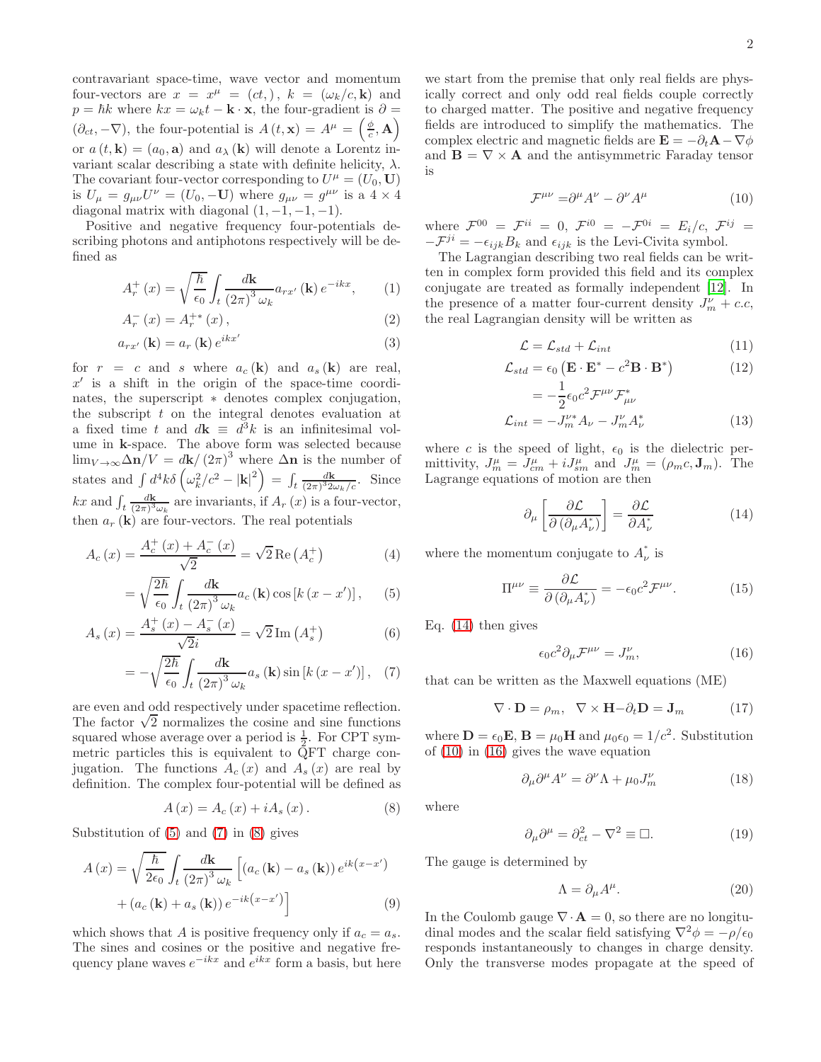contravariant space-time, wave vector and momentum four-vectors are $x = x^{\mu} = (ct,)$, $k = (\omega_k/c, \mathbf{k})$ and $p = \hbar k$ where $kx = \omega_k t - \mathbf{k}\cdot\mathbf{x}$, the four-gradient is $\partial = (\partial_{ct}, -\nabla)$, the four-potential is $A(t,\mathbf{x}) = A^{\mu} = \left(\frac{\phi}{c}, \mathbf{A}\right)$ or $a(t,\mathbf{k}) = (a_0, \mathbf{a})$ and $a_{\lambda}(\mathbf{k})$ will denote a Lorentz invariant scalar describing a state with definite helicity, $\lambda$. The covariant four-vector corresponding to $U^{\mu} = (U_0, \mathbf{U})$ is $U_{\mu} = g_{\mu\nu}U^{\nu} = (U_0, -\mathbf{U})$ where $g_{\mu\nu} = g^{\mu\nu}$ is a $4\times 4$ diagonal matrix with diagonal $(1,-1,-1,-1)$.

Positive and negative frequency four-potentials describing photons and antiphotons respectively will be defined as

$$A_r^{+}(x) = \sqrt{\frac{\hbar}{\epsilon_0}} \int_t \frac{d\mathbf{k}}{(2\pi)^3 \omega_k} a_{rx'}(\mathbf{k})\, e^{-ikx}, \tag{1}$$

$$A_r^{-}(x) = A_r^{+*}(x), \tag{2}$$

$$a_{rx'}(\mathbf{k}) = a_r(\mathbf{k})\, e^{ikx'} \tag{3}$$

for $r = c$ and $s$ where $a_c(\mathbf{k})$ and $a_s(\mathbf{k})$ are real, $x'$ is a shift in the origin of the space-time coordinates, the superscript $*$ denotes complex conjugation, the subscript $t$ on the integral denotes evaluation at a fixed time $t$ and $d\mathbf{k} \equiv d^3k$ is an infinitesimal volume in $\mathbf{k}$-space. The above form was selected because $\lim_{V\to\infty}\Delta\mathbf{n}/V = d\mathbf{k}/(2\pi)^3$ where $\Delta\mathbf{n}$ is the number of states and $\int d^4k\,\delta\left(\omega_k^2/c^2 - |\mathbf{k}|^2\right) = \int_t \frac{d\mathbf{k}}{(2\pi)^3 2\omega_k/c}$. Since $kx$ and $\int_t \frac{d\mathbf{k}}{(2\pi)^3\omega_k}$ are invariants, if $A_r(x)$ is a four-vector, then $a_r(\mathbf{k})$ are four-vectors. The real potentials

$$A_c(x) = \frac{A_c^{+}(x) + A_c^{-}(x)}{\sqrt{2}} = \sqrt{2}\,\mathrm{Re}\left(A_c^{+}\right) \tag{4}$$

$$= \sqrt{\frac{2\hbar}{\epsilon_0}} \int_t \frac{d\mathbf{k}}{(2\pi)^3 \omega_k} a_c(\mathbf{k}) \cos\left[k(x - x')\right], \tag{5}$$

$$A_s(x) = \frac{A_s^{+}(x) - A_s^{-}(x)}{\sqrt{2}i} = \sqrt{2}\,\mathrm{Im}\left(A_s^{+}\right) \tag{6}$$

$$= -\sqrt{\frac{2\hbar}{\epsilon_0}} \int_t \frac{d\mathbf{k}}{(2\pi)^3 \omega_k} a_s(\mathbf{k}) \sin\left[k(x - x')\right], \tag{7}$$

are even and odd respectively under spacetime reflection. The factor $\sqrt{2}$ normalizes the cosine and sine functions squared whose average over a period is $\frac{1}{2}$. For CPT symmetric particles this is equivalent to QFT charge conjugation. The functions $A_c(x)$ and $A_s(x)$ are real by definition. The complex four-potential will be defined as

$$A(x) = A_c(x) + iA_s(x). \tag{8}$$

Substitution of (5) and (7) in (8) gives

$$A(x) = \sqrt{\frac{\hbar}{2\epsilon_0}} \int_t \frac{d\mathbf{k}}{(2\pi)^3 \omega_k} \Big[ \left(a_c(\mathbf{k}) - a_s(\mathbf{k})\right) e^{ik\left(x - x'\right)} + \left(a_c(\mathbf{k}) + a_s(\mathbf{k})\right) e^{-ik\left(x - x'\right)} \Big] \tag{9}$$

which shows that $A$ is positive frequency only if $a_c = a_s$. The sines and cosines or the positive and negative frequency plane waves $e^{-ikx}$ and $e^{ikx}$ form a basis, but here we start from the premise that only real fields are physically correct and only odd real fields couple correctly to charged matter. The positive and negative frequency fields are introduced to simplify the mathematics. The complex electric and magnetic fields are $\mathbf{E} = -\partial_t\mathbf{A} - \nabla\phi$ and $\mathbf{B} = \nabla\times\mathbf{A}$ and the antisymmetric Faraday tensor is

$$\mathcal{F}^{\mu\nu} = \partial^{\mu}A^{\nu} - \partial^{\nu}A^{\mu} \tag{10}$$

where $\mathcal{F}^{00} = \mathcal{F}^{ii} = 0$, $\mathcal{F}^{i0} = -\mathcal{F}^{0i} = E_i/c$, $\mathcal{F}^{ij} = -\mathcal{F}^{ji} = -\epsilon_{ijk}B_k$ and $\epsilon_{ijk}$ is the Levi-Civita symbol.

The Lagrangian describing two real fields can be written in complex form provided this field and its complex conjugate are treated as formally independent [12]. In the presence of a matter four-current density $J_m^{\nu} + c.c$, the real Lagrangian density will be written as

$$\mathcal{L} = \mathcal{L}_{std} + \mathcal{L}_{int} \tag{11}$$

$$\mathcal{L}_{std} = \epsilon_0\left(\mathbf{E}\cdot\mathbf{E}^* - c^2\mathbf{B}\cdot\mathbf{B}^*\right) \tag{12}$$

$$= -\frac{1}{2}\epsilon_0 c^2 \mathcal{F}^{\mu\nu}\mathcal{F}^*_{\mu\nu}$$

$$\mathcal{L}_{int} = -J_m^{\nu*}A_{\nu} - J_m^{\nu}A_{\nu}^* \tag{13}$$

where $c$ is the speed of light, $\epsilon_0$ is the dielectric permittivity, $J_m^{\mu} = J_{cm}^{\mu} + iJ_{sm}^{\mu}$ and $J_m^{\mu} = (\rho_m c, \mathbf{J}_m)$. The Lagrange equations of motion are then

$$\partial_{\mu}\left[\frac{\partial\mathcal{L}}{\partial\left(\partial_{\mu}A_{\nu}^*\right)}\right] = \frac{\partial\mathcal{L}}{\partial A_{\nu}^*} \tag{14}$$

where the momentum conjugate to $A_{\nu}^*$ is

$$\Pi^{\mu\nu} \equiv \frac{\partial\mathcal{L}}{\partial\left(\partial_{\mu}A_{\nu}^*\right)} = -\epsilon_0 c^2\mathcal{F}^{\mu\nu}. \tag{15}$$

Eq. (14) then gives

$$\epsilon_0 c^2\partial_{\mu}\mathcal{F}^{\mu\nu} = J_m^{\nu}, \tag{16}$$

that can be written as the Maxwell equations (ME)

$$\nabla\cdot\mathbf{D} = \rho_m, \quad \nabla\times\mathbf{H} - \partial_t\mathbf{D} = \mathbf{J}_m \tag{17}$$

where $\mathbf{D} = \epsilon_0\mathbf{E}$, $\mathbf{B} = \mu_0\mathbf{H}$ and $\mu_0\epsilon_0 = 1/c^2$. Substitution of (10) in (16) gives the wave equation

$$\partial_{\mu}\partial^{\mu}A^{\nu} = \partial^{\nu}\Lambda + \mu_0 J_m^{\nu} \tag{18}$$

where

$$\partial_{\mu}\partial^{\mu} = \partial_{ct}^2 - \nabla^2 \equiv \Box. \tag{19}$$

The gauge is determined by

$$\Lambda = \partial_{\mu}A^{\mu}. \tag{20}$$

In the Coulomb gauge $\nabla\cdot\mathbf{A} = 0$, so there are no longitudinal modes and the scalar field satisfying $\nabla^2\phi = -\rho/\epsilon_0$ responds instantaneously to changes in charge density. Only the transverse modes propagate at the speed of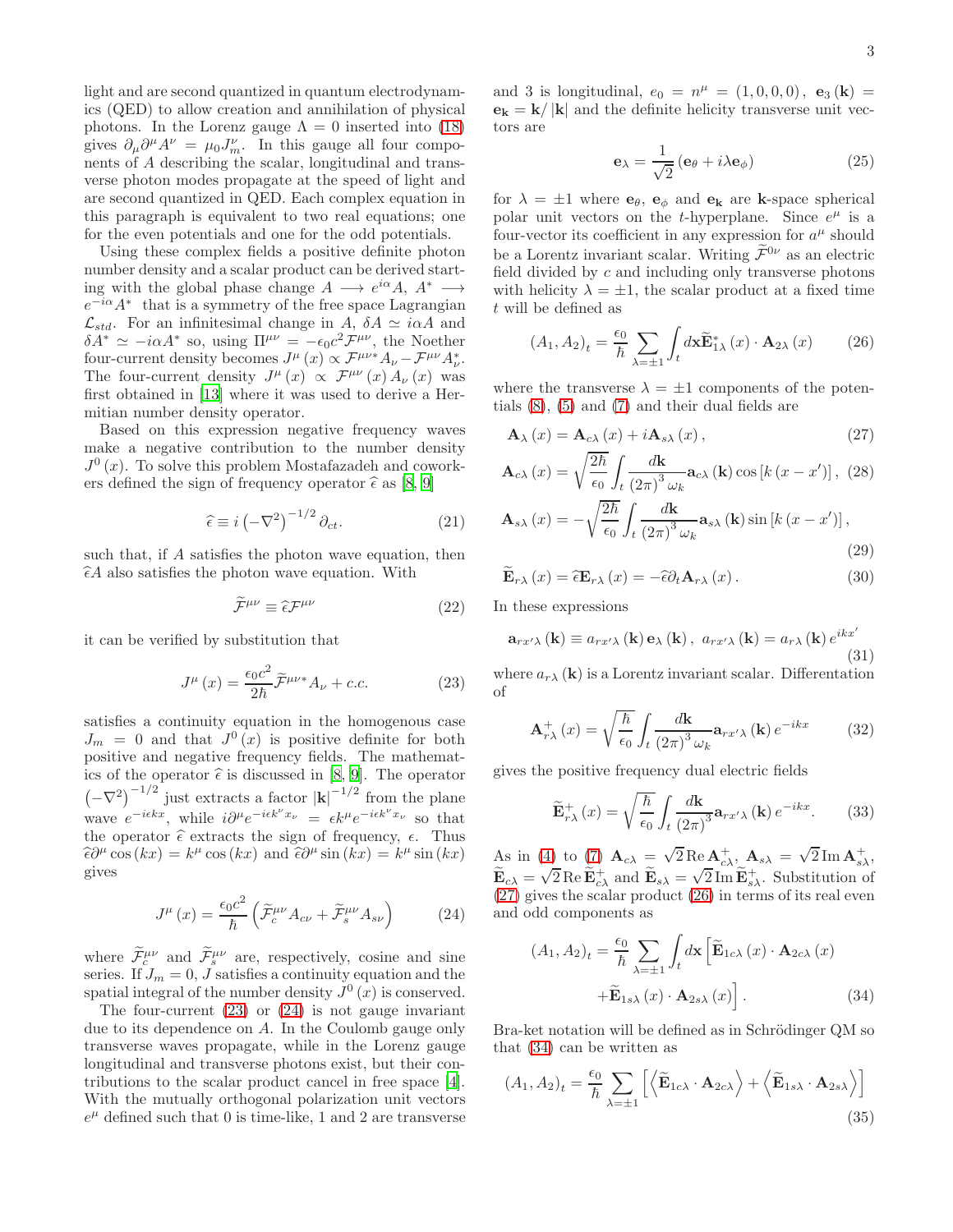light and are second quantized in quantum electrodynamics (QED) to allow creation and annihilation of physical photons. In the Lorenz gauge $\Lambda = 0$ inserted into (18) gives $\partial_\mu \partial^\mu A^\nu = \mu_0 J_m^\nu$. In this gauge all four components of $A$ describing the scalar, longitudinal and transverse photon modes propagate at the speed of light and are second quantized in QED. Each complex equation in this paragraph is equivalent to two real equations; one for the even potentials and one for the odd potentials.

Using these complex fields a positive definite photon number density and a scalar product can be derived starting with the global phase change $A \longrightarrow e^{i\alpha}A$, $A^* \longrightarrow e^{-i\alpha}A^*$ that is a symmetry of the free space Lagrangian $\mathcal{L}_{std}$. For an infinitesimal change in $A$, $\delta A \simeq i\alpha A$ and $\delta A^* \simeq -i\alpha A^*$ so, using $\Pi^{\mu\nu} = -\epsilon_0 c^2 \mathcal{F}^{\mu\nu}$, the Noether four-current density becomes $J^\mu(x) \propto \mathcal{F}^{\mu\nu *} A_\nu - \mathcal{F}^{\mu\nu} A_\nu^*$. The four-current density $J^\mu(x) \propto \mathcal{F}^{\mu\nu}(x) A_\nu(x)$ was first obtained in [13] where it was used to derive a Hermitian number density operator.

Based on this expression negative frequency waves make a negative contribution to the number density $J^0(x)$. To solve this problem Mostafazadeh and coworkers defined the sign of frequency operator $\widehat{\epsilon}$ as [8, 9]

$$\widehat{\epsilon} \equiv i\left(-\nabla^2\right)^{-1/2} \partial_{ct}. \tag{21}$$

such that, if $A$ satisfies the photon wave equation, then $\widehat{\epsilon}A$ also satisfies the photon wave equation. With

$$\widetilde{\mathcal{F}}^{\mu\nu} \equiv \widehat{\epsilon} \mathcal{F}^{\mu\nu} \tag{22}$$

it can be verified by substitution that

$$J^\mu(x) = \frac{\epsilon_0 c^2}{2\hbar} \widetilde{\mathcal{F}}^{\mu\nu *} A_\nu + c.c. \tag{23}$$

satisfies a continuity equation in the homogenous case $J_m = 0$ and that $J^0(x)$ is positive definite for both positive and negative frequency fields. The mathematics of the operator $\widehat{\epsilon}$ is discussed in [8, 9]. The operator $\left(-\nabla^2\right)^{-1/2}$ just extracts a factor $|\mathbf{k}|^{-1/2}$ from the plane wave $e^{-i\epsilon kx}$, while $i\partial^\mu e^{-i\epsilon k^\nu x_\nu} = \epsilon k^\mu e^{-i\epsilon k^\nu x_\nu}$ so that the operator $\widehat{\epsilon}$ extracts the sign of frequency, $\epsilon$. Thus $\widehat{\epsilon}\partial^\mu \cos(kx) = k^\mu \cos(kx)$ and $\widehat{\epsilon}\partial^\mu \sin(kx) = k^\mu \sin(kx)$ gives

$$J^\mu(x) = \frac{\epsilon_0 c^2}{\hbar}\left(\widetilde{\mathcal{F}}_c^{\mu\nu} A_{c\nu} + \widetilde{\mathcal{F}}_s^{\mu\nu} A_{s\nu}\right) \tag{24}$$

where $\widetilde{\mathcal{F}}_c^{\mu\nu}$ and $\widetilde{\mathcal{F}}_s^{\mu\nu}$ are, respectively, cosine and sine series. If $J_m = 0$, $J$ satisfies a continuity equation and the spatial integral of the number density $J^0(x)$ is conserved.

The four-current (23) or (24) is not gauge invariant due to its dependence on $A$. In the Coulomb gauge only transverse waves propagate, while in the Lorenz gauge longitudinal and transverse photons exist, but their contributions to the scalar product cancel in free space [4]. With the mutually orthogonal polarization unit vectors $e^\mu$ defined such that 0 is time-like, 1 and 2 are transverse and 3 is longitudinal, $e_0 = n^\mu = (1,0,0,0)$, $\mathbf{e}_3(\mathbf{k}) = \mathbf{e}_\mathbf{k} = \mathbf{k}/|\mathbf{k}|$ and the definite helicity transverse unit vectors are

$$\mathbf{e}_\lambda = \frac{1}{\sqrt{2}}\left(\mathbf{e}_\theta + i\lambda \mathbf{e}_\phi\right) \tag{25}$$

for $\lambda = \pm 1$ where $\mathbf{e}_\theta$, $\mathbf{e}_\phi$ and $\mathbf{e}_\mathbf{k}$ are $\mathbf{k}$-space spherical polar unit vectors on the $t$-hyperplane. Since $e^\mu$ is a four-vector its coefficient in any expression for $a^\mu$ should be a Lorentz invariant scalar. Writing $\widetilde{\mathcal{F}}^{0\nu}$ as an electric field divided by $c$ and including only transverse photons with helicity $\lambda = \pm 1$, the scalar product at a fixed time $t$ will be defined as

$$(A_1, A_2)_t = \frac{\epsilon_0}{\hbar} \sum_{\lambda=\pm 1} \int_t d\mathbf{x} \widetilde{\mathbf{E}}_{1\lambda}^*(x) \cdot \mathbf{A}_{2\lambda}(x) \tag{26}$$

where the transverse $\lambda = \pm 1$ components of the potentials (8), (5) and (7) and their dual fields are

$$\mathbf{A}_\lambda(x) = \mathbf{A}_{c\lambda}(x) + i\mathbf{A}_{s\lambda}(x), \tag{27}$$

$$\mathbf{A}_{c\lambda}(x) = \sqrt{\frac{2\hbar}{\epsilon_0}} \int_t \frac{d\mathbf{k}}{(2\pi)^3 \omega_k} \mathbf{a}_{c\lambda}(\mathbf{k}) \cos\left[k(x - x')\right], \tag{28}$$

$$\mathbf{A}_{s\lambda}(x) = -\sqrt{\frac{2\hbar}{\epsilon_0}} \int_t \frac{d\mathbf{k}}{(2\pi)^3 \omega_k} \mathbf{a}_{s\lambda}(\mathbf{k}) \sin\left[k(x - x')\right], \tag{29}$$

$$\widetilde{\mathbf{E}}_{r\lambda}(x) = \widehat{\epsilon}\mathbf{E}_{r\lambda}(x) = -\widehat{\epsilon}\partial_t \mathbf{A}_{r\lambda}(x). \tag{30}$$

In these expressions

$$\mathbf{a}_{rx'\lambda}(\mathbf{k}) \equiv a_{rx'\lambda}(\mathbf{k}) \mathbf{e}_\lambda(\mathbf{k}),\ a_{rx'\lambda}(\mathbf{k}) = a_{r\lambda}(\mathbf{k}) e^{ikx'} \tag{31}$$

where $a_{r\lambda}(\mathbf{k})$ is a Lorentz invariant scalar. Differentation of

$$\mathbf{A}_{r\lambda}^+(x) = \sqrt{\frac{\hbar}{\epsilon_0}} \int_t \frac{d\mathbf{k}}{(2\pi)^3 \omega_k} \mathbf{a}_{rx'\lambda}(\mathbf{k}) e^{-ikx} \tag{32}$$

gives the positive frequency dual electric fields

$$\widetilde{\mathbf{E}}_{r\lambda}^+(x) = \sqrt{\frac{\hbar}{\epsilon_0}} \int_t \frac{d\mathbf{k}}{(2\pi)^3} \mathbf{a}_{rx'\lambda}(\mathbf{k}) e^{-ikx}. \tag{33}$$

As in (4) to (7) $\mathbf{A}_{c\lambda} = \sqrt{2}\,\mathrm{Re}\,\mathbf{A}_{c\lambda}^+$, $\mathbf{A}_{s\lambda} = \sqrt{2}\,\mathrm{Im}\,\mathbf{A}_{s\lambda}^+$, $\widetilde{\mathbf{E}}_{c\lambda} = \sqrt{2}\,\mathrm{Re}\,\widetilde{\mathbf{E}}_{c\lambda}^+$ and $\widetilde{\mathbf{E}}_{s\lambda} = \sqrt{2}\,\mathrm{Im}\,\widetilde{\mathbf{E}}_{s\lambda}^+$. Substitution of (27) gives the scalar product (26) in terms of its real even and odd components as

$$(A_1, A_2)_t = \frac{\epsilon_0}{\hbar} \sum_{\lambda=\pm 1} \int_t d\mathbf{x} \left[\widetilde{\mathbf{E}}_{1c\lambda}(x) \cdot \mathbf{A}_{2c\lambda}(x) + \widetilde{\mathbf{E}}_{1s\lambda}(x) \cdot \mathbf{A}_{2s\lambda}(x)\right]. \tag{34}$$

Bra-ket notation will be defined as in Schrödinger QM so that (34) can be written as

$$(A_1, A_2)_t = \frac{\epsilon_0}{\hbar} \sum_{\lambda=\pm 1} \left[\left\langle \widetilde{\mathbf{E}}_{1c\lambda} \cdot \mathbf{A}_{2c\lambda} \right\rangle + \left\langle \widetilde{\mathbf{E}}_{1s\lambda} \cdot \mathbf{A}_{2s\lambda} \right\rangle\right] \tag{35}$$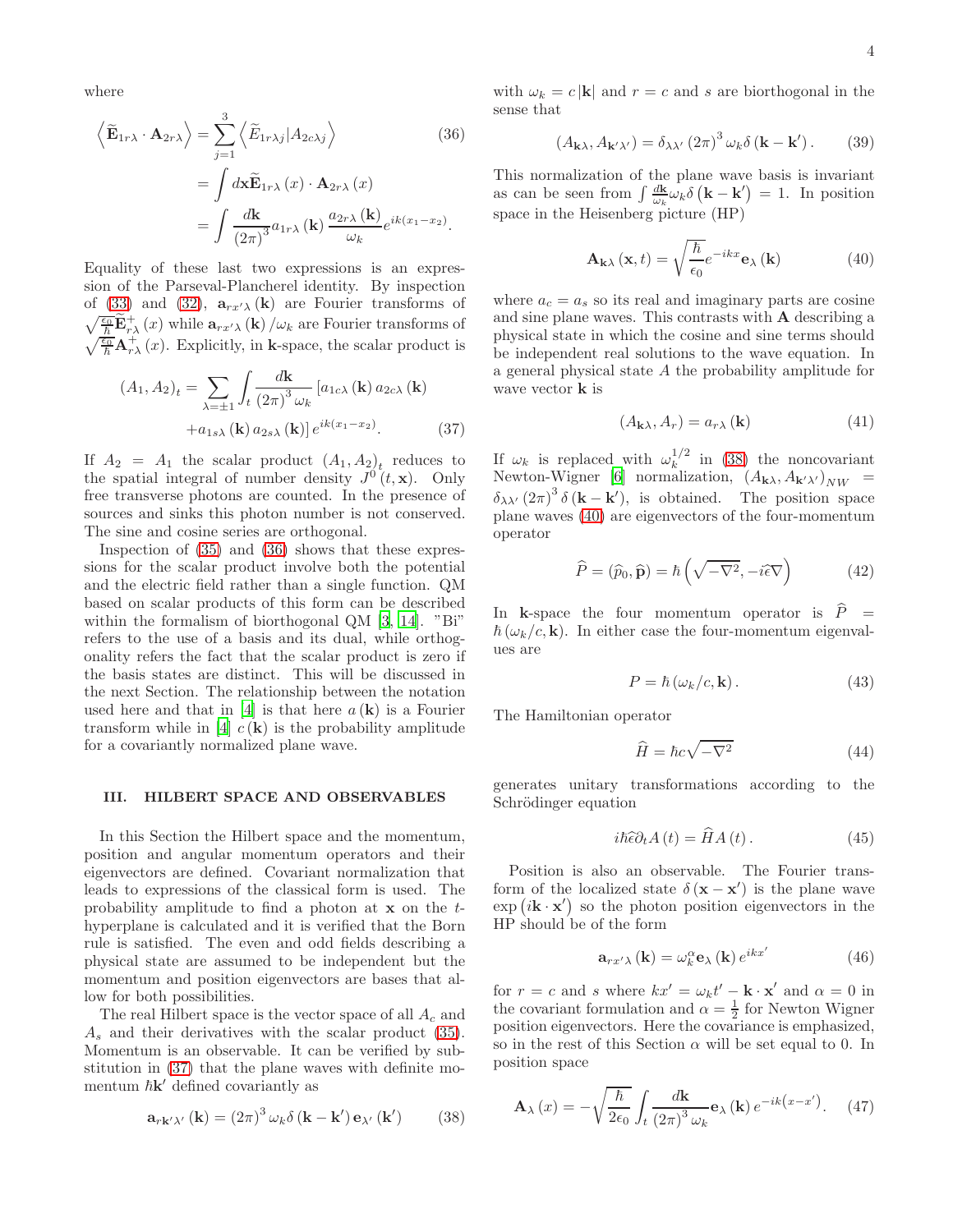where

$$\left\langle \widetilde{\mathbf{E}}_{1r\lambda} \cdot \mathbf{A}_{2r\lambda} \right\rangle = \sum_{j=1}^{3} \left\langle \widetilde{E}_{1r\lambda j} | A_{2c\lambda j} \right\rangle \tag{36}$$

$$= \int d\mathbf{x} \widetilde{\mathbf{E}}_{1r\lambda}(x) \cdot \mathbf{A}_{2r\lambda}(x)$$

$$= \int \frac{d\mathbf{k}}{(2\pi)^3} a_{1r\lambda}(\mathbf{k}) \frac{a_{2r\lambda}(\mathbf{k})}{\omega_k} e^{ik(x_1 - x_2)}.$$

Equality of these last two expressions is an expression of the Parseval-Plancherel identity. By inspection of (33) and (32), $\mathbf{a}_{rx'\lambda}(\mathbf{k})$ are Fourier transforms of $\sqrt{\frac{\epsilon_0}{\hbar}} \widetilde{\mathbf{E}}^+_{r\lambda}(x)$ while $\mathbf{a}_{rx'\lambda}(\mathbf{k})/\omega_k$ are Fourier transforms of $\sqrt{\frac{\epsilon_0}{\hbar}} \mathbf{A}^+_{r\lambda}(x)$. Explicitly, in $\mathbf{k}$-space, the scalar product is

$$(A_1, A_2)_t = \sum_{\lambda=\pm 1} \int_t \frac{d\mathbf{k}}{(2\pi)^3 \omega_k} \left[ a_{1c\lambda}(\mathbf{k}) a_{2c\lambda}(\mathbf{k}) + a_{1s\lambda}(\mathbf{k}) a_{2s\lambda}(\mathbf{k}) \right] e^{ik(x_1 - x_2)}. \tag{37}$$

If $A_2 = A_1$ the scalar product $(A_1, A_2)_t$ reduces to the spatial integral of number density $J^0(t, \mathbf{x})$. Only free transverse photons are counted. In the presence of sources and sinks this photon number is not conserved. The sine and cosine series are orthogonal.

Inspection of (35) and (36) shows that these expressions for the scalar product involve both the potential and the electric field rather than a single function. QM based on scalar products of this form can be described within the formalism of biorthogonal QM [3, 14]. "Bi" refers to the use of a basis and its dual, while orthogonality refers the fact that the scalar product is zero if the basis states are distinct. This will be discussed in the next Section. The relationship between the notation used here and that in [4] is that here $a(\mathbf{k})$ is a Fourier transform while in [4] $c(\mathbf{k})$ is the probability amplitude for a covariantly normalized plane wave.

## III. HILBERT SPACE AND OBSERVABLES

In this Section the Hilbert space and the momentum, position and angular momentum operators and their eigenvectors are defined. Covariant normalization that leads to expressions of the classical form is used. The probability amplitude to find a photon at $\mathbf{x}$ on the $t$-hyperplane is calculated and it is verified that the Born rule is satisfied. The even and odd fields describing a physical state are assumed to be independent but the momentum and position eigenvectors are bases that allow for both possibilities.

The real Hilbert space is the vector space of all $A_c$ and $A_s$ and their derivatives with the scalar product (35). Momentum is an observable. It can be verified by substitution in (37) that the plane waves with definite momentum $\hbar\mathbf{k}'$ defined covariantly as

$$\mathbf{a}_{r\mathbf{k}'\lambda'}(\mathbf{k}) = (2\pi)^3 \omega_k \delta(\mathbf{k} - \mathbf{k}') \mathbf{e}_{\lambda'}(\mathbf{k}') \tag{38}$$

with $\omega_k = c|\mathbf{k}|$ and $r = c$ and $s$ are biorthogonal in the sense that

$$(A_{\mathbf{k}\lambda}, A_{\mathbf{k}'\lambda'}) = \delta_{\lambda\lambda'} (2\pi)^3 \omega_k \delta(\mathbf{k} - \mathbf{k}'). \tag{39}$$

This normalization of the plane wave basis is invariant as can be seen from $\int \frac{d\mathbf{k}}{\omega_k} \omega_k \delta(\mathbf{k} - \mathbf{k}') = 1$. In position space in the Heisenberg picture (HP)

$$\mathbf{A}_{\mathbf{k}\lambda}(\mathbf{x}, t) = \sqrt{\frac{\hbar}{\epsilon_0}} e^{-ikx} \mathbf{e}_\lambda(\mathbf{k}) \tag{40}$$

where $a_c = a_s$ so its real and imaginary parts are cosine and sine plane waves. This contrasts with $\mathbf{A}$ describing a physical state in which the cosine and sine terms should be independent real solutions to the wave equation. In a general physical state $A$ the probability amplitude for wave vector $\mathbf{k}$ is

$$(A_{\mathbf{k}\lambda}, A_r) = a_{r\lambda}(\mathbf{k}) \tag{41}$$

If $\omega_k$ is replaced with $\omega_k^{1/2}$ in (38) the noncovariant Newton-Wigner [6] normalization, $(A_{\mathbf{k}\lambda}, A_{\mathbf{k}'\lambda'})_{NW} = \delta_{\lambda\lambda'} (2\pi)^3 \delta(\mathbf{k} - \mathbf{k}')$, is obtained. The position space plane waves (40) are eigenvectors of the four-momentum operator

$$\widehat{P} = (\widehat{p}_0, \widehat{\mathbf{p}}) = \hbar \left( \sqrt{-\nabla^2}, -i\widehat{\epsilon}\nabla \right) \tag{42}$$

In $\mathbf{k}$-space the four momentum operator is $\widehat{P} = \hbar(\omega_k/c, \mathbf{k})$. In either case the four-momentum eigenvalues are

$$P = \hbar(\omega_k/c, \mathbf{k}). \tag{43}$$

The Hamiltonian operator

$$\widehat{H} = \hbar c \sqrt{-\nabla^2} \tag{44}$$

generates unitary transformations according to the Schrödinger equation

$$i\hbar\widehat{\epsilon}\partial_t A(t) = \widehat{H} A(t). \tag{45}$$

Position is also an observable. The Fourier transform of the localized state $\delta(\mathbf{x} - \mathbf{x}')$ is the plane wave $\exp(i\mathbf{k} \cdot \mathbf{x}')$ so the photon position eigenvectors in the HP should be of the form

$$\mathbf{a}_{rx'\lambda}(\mathbf{k}) = \omega_k^\alpha \mathbf{e}_\lambda(\mathbf{k}) e^{ikx'} \tag{46}$$

for $r = c$ and $s$ where $kx' = \omega_k t' - \mathbf{k} \cdot \mathbf{x}'$ and $\alpha = 0$ in the covariant formulation and $\alpha = \frac{1}{2}$ for Newton Wigner position eigenvectors. Here the covariance is emphasized, so in the rest of this Section $\alpha$ will be set equal to 0. In position space

$$\mathbf{A}_\lambda(x) = -\sqrt{\frac{\hbar}{2\epsilon_0}} \int_t \frac{d\mathbf{k}}{(2\pi)^3 \omega_k} \mathbf{e}_\lambda(\mathbf{k}) e^{-ik(x - x')}. \tag{47}$$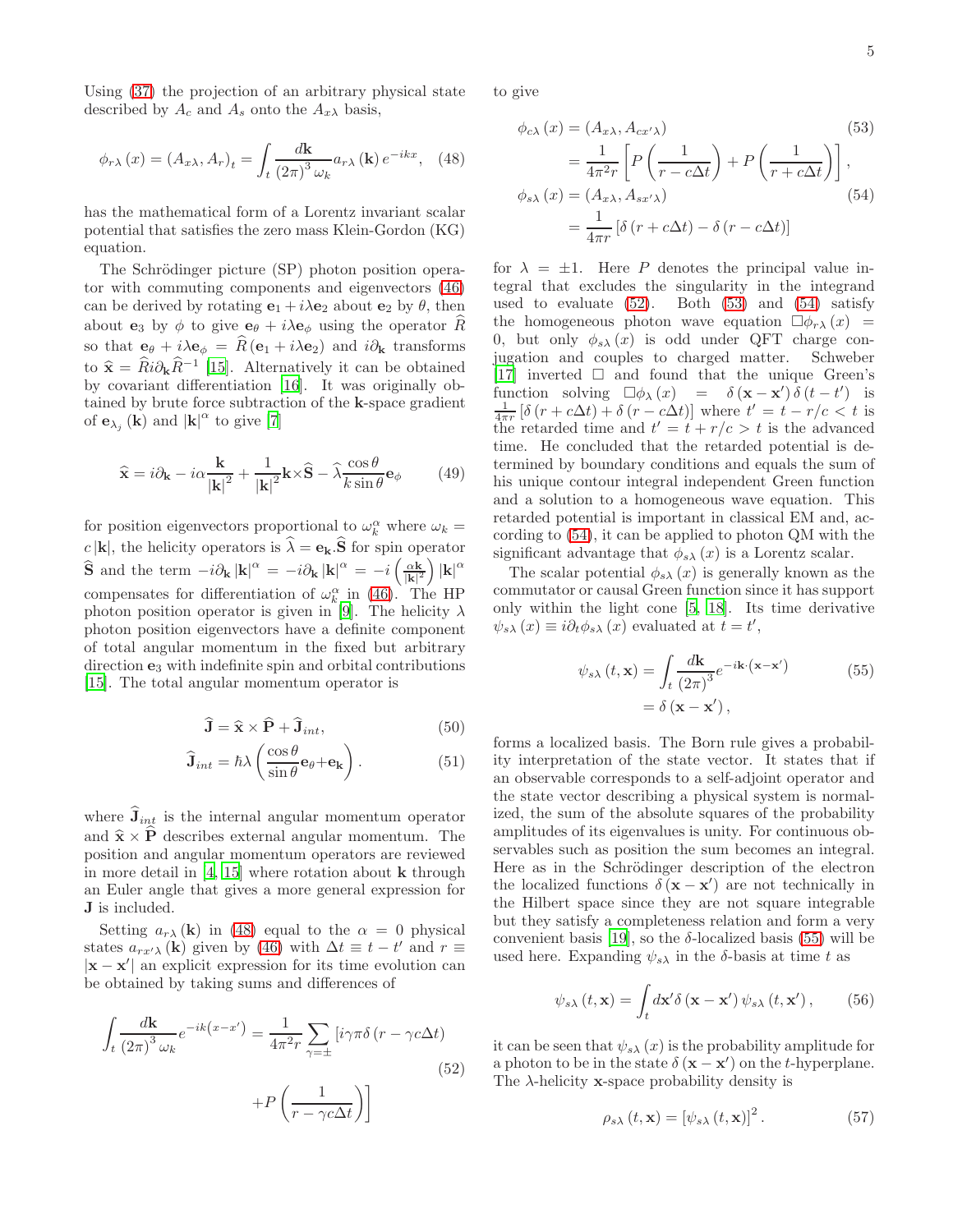Using (37) the projection of an arbitrary physical state described by $A_c$ and $A_s$ onto the $A_{x\lambda}$ basis,

$$\phi_{r\lambda}(x) = (A_{x\lambda}, A_r)_t = \int_t \frac{d\mathbf{k}}{(2\pi)^3 \omega_k} a_{r\lambda}(\mathbf{k})\, e^{-ikx}, \quad (48)$$

has the mathematical form of a Lorentz invariant scalar potential that satisfies the zero mass Klein-Gordon (KG) equation.

The Schrödinger picture (SP) photon position operator with commuting components and eigenvectors (46) can be derived by rotating $\mathbf{e}_1 + i\lambda\mathbf{e}_2$ about $\mathbf{e}_2$ by $\theta$, then about $\mathbf{e}_3$ by $\phi$ to give $\mathbf{e}_\theta + i\lambda\mathbf{e}_\phi$ using the operator $\widehat{R}$ so that $\mathbf{e}_\theta + i\lambda\mathbf{e}_\phi = \widehat{R}(\mathbf{e}_1 + i\lambda\mathbf{e}_2)$ and $i\partial_{\mathbf{k}}$ transforms to $\widehat{\mathbf{x}} = \widehat{R} i\partial_{\mathbf{k}} \widehat{R}^{-1}$ [15]. Alternatively it can be obtained by covariant differentiation [16]. It was originally obtained by brute force subtraction of the $\mathbf{k}$-space gradient of $\mathbf{e}_{\lambda_j}(\mathbf{k})$ and $|\mathbf{k}|^\alpha$ to give [7]

$$\widehat{\mathbf{x}} = i\partial_{\mathbf{k}} - i\alpha\frac{\mathbf{k}}{|\mathbf{k}|^2} + \frac{1}{|\mathbf{k}|^2}\mathbf{k}\times\widehat{\mathbf{S}} - \widehat{\lambda}\frac{\cos\theta}{k\sin\theta}\mathbf{e}_\phi \quad (49)$$

for position eigenvectors proportional to $\omega_k^\alpha$ where $\omega_k = c|\mathbf{k}|$, the helicity operators is $\widehat{\lambda} = \mathbf{e}_{\mathbf{k}}.\widehat{\mathbf{S}}$ for spin operator $\widehat{\mathbf{S}}$ and the term $-i\partial_{\mathbf{k}}|\mathbf{k}|^\alpha = -i\partial_{\mathbf{k}}|\mathbf{k}|^\alpha = -i\left(\frac{\alpha\mathbf{k}}{|\mathbf{k}|^2}\right)|\mathbf{k}|^\alpha$ compensates for differentiation of $\omega_k^\alpha$ in (46). The HP photon position operator is given in [9]. The helicity $\lambda$ photon position eigenvectors have a definite component of total angular momentum in the fixed but arbitrary direction $\mathbf{e}_3$ with indefinite spin and orbital contributions [15]. The total angular momentum operator is

$$\widehat{\mathbf{J}} = \widehat{\mathbf{x}}\times\widehat{\mathbf{P}} + \widehat{\mathbf{J}}_{int}, \quad (50)$$

$$\widehat{\mathbf{J}}_{int} = \hbar\lambda\left(\frac{\cos\theta}{\sin\theta}\mathbf{e}_\theta + \mathbf{e}_{\mathbf{k}}\right). \quad (51)$$

where $\widehat{\mathbf{J}}_{int}$ is the internal angular momentum operator and $\widehat{\mathbf{x}}\times\widehat{\mathbf{P}}$ describes external angular momentum. The position and angular momentum operators are reviewed in more detail in [4, 15] where rotation about $\mathbf{k}$ through an Euler angle that gives a more general expression for $\mathbf{J}$ is included.

Setting $a_{r\lambda}(\mathbf{k})$ in (48) equal to the $\alpha = 0$ physical states $a_{rx'\lambda}(\mathbf{k})$ given by (46) with $\Delta t \equiv t - t'$ and $r \equiv |\mathbf{x} - \mathbf{x}'|$ an explicit expression for its time evolution can be obtained by taking sums and differences of

$$\int_t \frac{d\mathbf{k}}{(2\pi)^3 \omega_k} e^{-ik(x-x')} = \frac{1}{4\pi^2 r}\sum_{\gamma=\pm}\left[i\gamma\pi\delta(r - \gamma c\Delta t) + P\left(\frac{1}{r - \gamma c\Delta t}\right)\right] \quad (52)$$

to give

$$\begin{aligned}\phi_{c\lambda}(x) &= (A_{x\lambda}, A_{cx'\lambda}) \quad (53)\\ &= \frac{1}{4\pi^2 r}\left[P\left(\frac{1}{r - c\Delta t}\right) + P\left(\frac{1}{r + c\Delta t}\right)\right],\\ \phi_{s\lambda}(x) &= (A_{x\lambda}, A_{sx'\lambda}) \quad (54)\\ &= \frac{1}{4\pi r}\left[\delta(r + c\Delta t) - \delta(r - c\Delta t)\right]\end{aligned}$$

for $\lambda = \pm 1$. Here $P$ denotes the principal value integral that excludes the singularity in the integrand used to evaluate (52). Both (53) and (54) satisfy the homogeneous photon wave equation $\Box\phi_{r\lambda}(x) = 0$, but only $\phi_{s\lambda}(x)$ is odd under QFT charge conjugation and couples to charged matter. Schweber [17] inverted $\Box$ and found that the unique Green's function solving $\Box\phi_\lambda(x) = \delta(\mathbf{x} - \mathbf{x}')\,\delta(t - t')$ is $\frac{1}{4\pi r}\left[\delta(r + c\Delta t) + \delta(r - c\Delta t)\right]$ where $t' = t - r/c < t$ is the retarded time and $t' = t + r/c > t$ is the advanced time. He concluded that the retarded potential is determined by boundary conditions and equals the sum of his unique contour integral independent Green function and a solution to a homogeneous wave equation. This retarded potential is important in classical EM and, according to (54), it can be applied to photon QM with the significant advantage that $\phi_{s\lambda}(x)$ is a Lorentz scalar.

The scalar potential $\phi_{s\lambda}(x)$ is generally known as the commutator or causal Green function since it has support only within the light cone [5, 18]. Its time derivative $\psi_{s\lambda}(x) \equiv i\partial_t\phi_{s\lambda}(x)$ evaluated at $t = t'$,

$$\begin{aligned}\psi_{s\lambda}(t, \mathbf{x}) &= \int_t \frac{d\mathbf{k}}{(2\pi)^3} e^{-i\mathbf{k}\cdot(\mathbf{x}-\mathbf{x}')} \quad (55)\\ &= \delta(\mathbf{x} - \mathbf{x}'),\end{aligned}$$

forms a localized basis. The Born rule gives a probability interpretation of the state vector. It states that if an observable corresponds to a self-adjoint operator and the state vector describing a physical system is normalized, the sum of the absolute squares of the probability amplitudes of its eigenvalues is unity. For continuous observables such as position the sum becomes an integral. Here as in the Schrödinger description of the electron the localized functions $\delta(\mathbf{x} - \mathbf{x}')$ are not technically in the Hilbert space since they are not square integrable but they satisfy a completeness relation and form a very convenient basis [19], so the $\delta$-localized basis (55) will be used here. Expanding $\psi_{s\lambda}$ in the $\delta$-basis at time $t$ as

$$\psi_{s\lambda}(t, \mathbf{x}) = \int_t d\mathbf{x}'\,\delta(\mathbf{x} - \mathbf{x}')\,\psi_{s\lambda}(t, \mathbf{x}'), \quad (56)$$

it can be seen that $\psi_{s\lambda}(x)$ is the probability amplitude for a photon to be in the state $\delta(\mathbf{x} - \mathbf{x}')$ on the $t$-hyperplane. The $\lambda$-helicity $\mathbf{x}$-space probability density is

$$\rho_{s\lambda}(t, \mathbf{x}) = \left[\psi_{s\lambda}(t, \mathbf{x})\right]^2. \quad (57)$$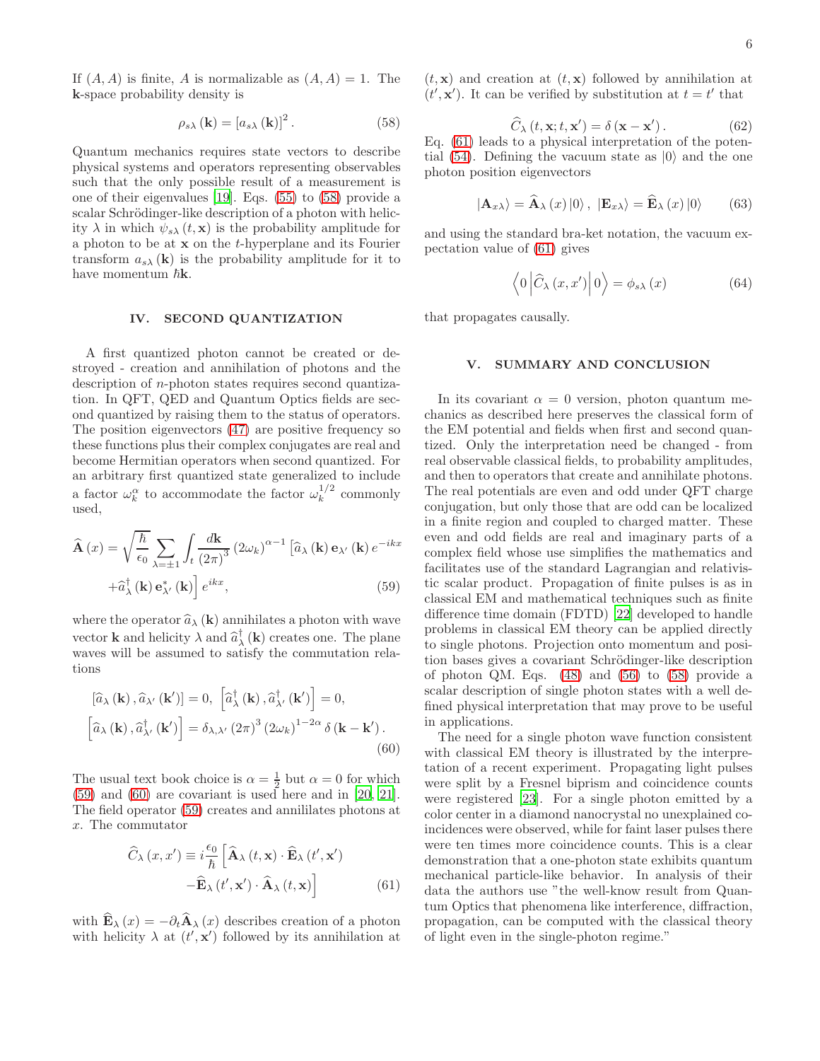If $(A, A)$ is finite, $A$ is normalizable as $(A, A) = 1$. The $\mathbf{k}$-space probability density is

$$\rho_{s\lambda}(\mathbf{k}) = [a_{s\lambda}(\mathbf{k})]^2 . \tag{58}$$

Quantum mechanics requires state vectors to describe physical systems and operators representing observables such that the only possible result of a measurement is one of their eigenvalues [19]. Eqs. (55) to (58) provide a scalar Schrödinger-like description of a photon with helicity $\lambda$ in which $\psi_{s\lambda}(t, \mathbf{x})$ is the probability amplitude for a photon to be at $\mathbf{x}$ on the $t$-hyperplane and its Fourier transform $a_{s\lambda}(\mathbf{k})$ is the probability amplitude for it to have momentum $\hbar\mathbf{k}$.

## IV. SECOND QUANTIZATION

A first quantized photon cannot be created or destroyed - creation and annihilation of photons and the description of $n$-photon states requires second quantization. In QFT, QED and Quantum Optics fields are second quantized by raising them to the status of operators. The position eigenvectors (47) are positive frequency so these functions plus their complex conjugates are real and become Hermitian operators when second quantized. For an arbitrary first quantized state generalized to include a factor $\omega_k^\alpha$ to accommodate the factor $\omega_k^{1/2}$ commonly used,

$$\widehat{\mathbf{A}}(x) = \sqrt{\frac{\hbar}{\epsilon_0}} \sum_{\lambda=\pm 1} \int_t \frac{d\mathbf{k}}{(2\pi)^3} (2\omega_k)^{\alpha-1} \left[ \widehat{a}_\lambda(\mathbf{k})\, \mathbf{e}_{\lambda'}(\mathbf{k})\, e^{-ikx} + \widehat{a}_\lambda^\dagger(\mathbf{k})\, \mathbf{e}_{\lambda'}^*(\mathbf{k}) \right] e^{ikx}, \tag{59}$$

where the operator $\widehat{a}_\lambda(\mathbf{k})$ annihilates a photon with wave vector $\mathbf{k}$ and helicity $\lambda$ and $\widehat{a}_\lambda^\dagger(\mathbf{k})$ creates one. The plane waves will be assumed to satisfy the commutation relations

$$\left[\widehat{a}_\lambda(\mathbf{k}), \widehat{a}_{\lambda'}(\mathbf{k}')\right] = 0, \ \left[\widehat{a}_\lambda^\dagger(\mathbf{k}), \widehat{a}_{\lambda'}^\dagger(\mathbf{k}')\right] = 0,$$
$$\left[\widehat{a}_\lambda(\mathbf{k}), \widehat{a}_{\lambda'}^\dagger(\mathbf{k}')\right] = \delta_{\lambda,\lambda'} (2\pi)^3 (2\omega_k)^{1-2\alpha} \delta(\mathbf{k} - \mathbf{k}') . \tag{60}$$

The usual text book choice is $\alpha = \frac{1}{2}$ but $\alpha = 0$ for which (59) and (60) are covariant is used here and in [20, 21]. The field operator (59) creates and annililates photons at $x$. The commutator

$$\widehat{C}_\lambda(x, x') \equiv i\frac{\epsilon_0}{\hbar} \left[ \widehat{\mathbf{A}}_\lambda(t, \mathbf{x}) \cdot \widehat{\mathbf{E}}_\lambda(t', \mathbf{x}') - \widehat{\mathbf{E}}_\lambda(t', \mathbf{x}') \cdot \widehat{\mathbf{A}}_\lambda(t, \mathbf{x}) \right] \tag{61}$$

with $\widehat{\mathbf{E}}_\lambda(x) = -\partial_t \widehat{\mathbf{A}}_\lambda(x)$ describes creation of a photon with helicity $\lambda$ at $(t', \mathbf{x}')$ followed by its annihilation at $(t, \mathbf{x})$ and creation at $(t, \mathbf{x})$ followed by annihilation at $(t', \mathbf{x}')$. It can be verified by substitution at $t = t'$ that

$$\widehat{C}_\lambda(t, \mathbf{x}; t, \mathbf{x}') = \delta(\mathbf{x} - \mathbf{x}') . \tag{62}$$

Eq. (61) leads to a physical interpretation of the potential (54). Defining the vacuum state as $|0\rangle$ and the one photon position eigenvectors

$$|\mathbf{A}_{x\lambda}\rangle = \widehat{\mathbf{A}}_\lambda(x)\,|0\rangle\,, \ |\mathbf{E}_{x\lambda}\rangle = \widehat{\mathbf{E}}_\lambda(x)\,|0\rangle \tag{63}$$

and using the standard bra-ket notation, the vacuum expectation value of (61) gives

$$\left\langle 0 \left| \widehat{C}_\lambda(x, x') \right| 0 \right\rangle = \phi_{s\lambda}(x) \tag{64}$$

that propagates causally.

## V. SUMMARY AND CONCLUSION

In its covariant $\alpha = 0$ version, photon quantum mechanics as described here preserves the classical form of the EM potential and fields when first and second quantized. Only the interpretation need be changed - from real observable classical fields, to probability amplitudes, and then to operators that create and annihilate photons. The real potentials are even and odd under QFT charge conjugation, but only those that are odd can be localized in a finite region and coupled to charged matter. These even and odd fields are real and imaginary parts of a complex field whose use simplifies the mathematics and facilitates use of the standard Lagrangian and relativistic scalar product. Propagation of finite pulses is as in classical EM and mathematical techniques such as finite difference time domain (FDTD) [22] developed to handle problems in classical EM theory can be applied directly to single photons. Projection onto momentum and position bases gives a covariant Schrödinger-like description of photon QM. Eqs. (48) and (56) to (58) provide a scalar description of single photon states with a well defined physical interpretation that may prove to be useful in applications.

The need for a single photon wave function consistent with classical EM theory is illustrated by the interpretation of a recent experiment. Propagating light pulses were split by a Fresnel biprism and coincidence counts were registered [23]. For a single photon emitted by a color center in a diamond nanocrystal no unexplained coincidences were observed, while for faint laser pulses there were ten times more coincidence counts. This is a clear demonstration that a one-photon state exhibits quantum mechanical particle-like behavior. In analysis of their data the authors use "the well-know result from Quantum Optics that phenomena like interference, diffraction, propagation, can be computed with the classical theory of light even in the single-photon regime."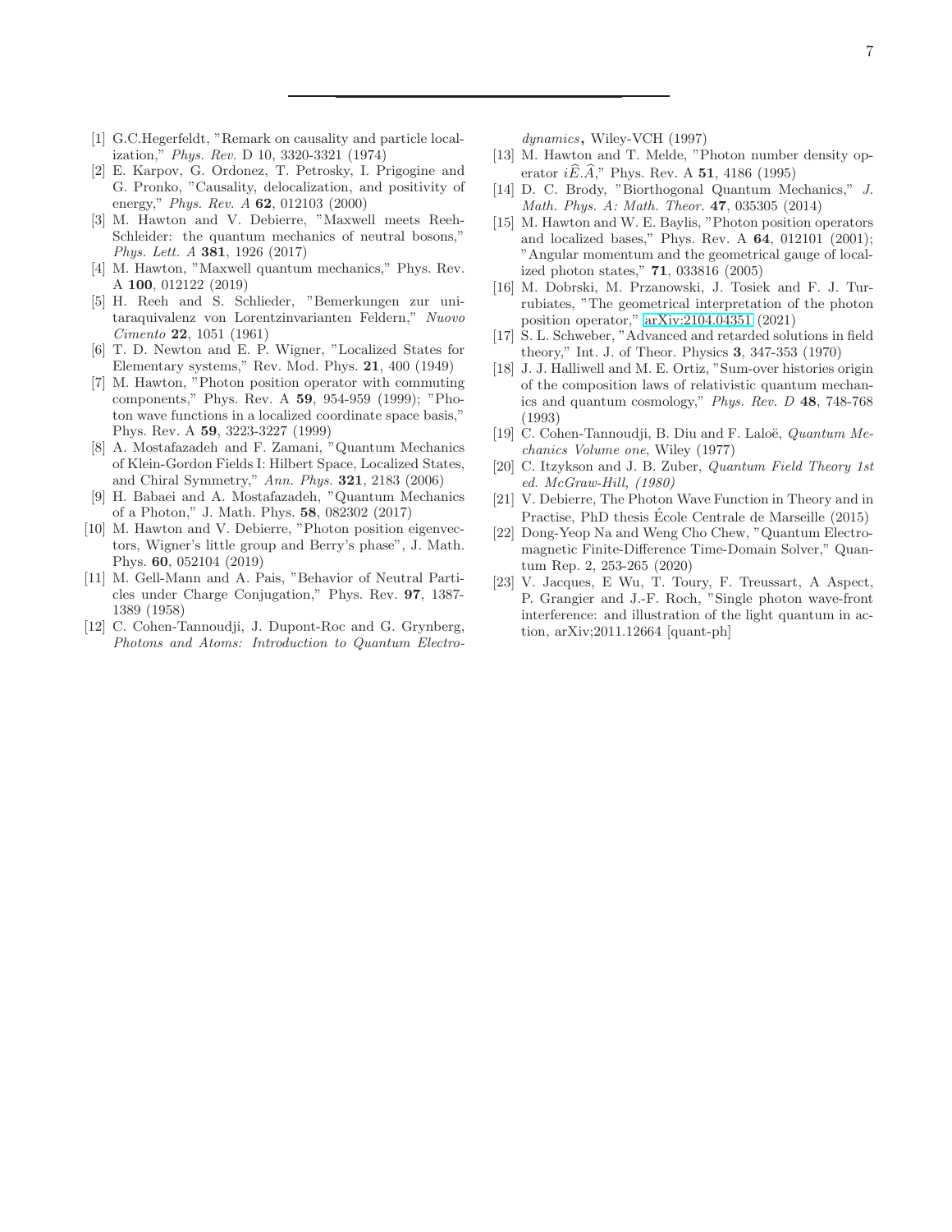[1] G.C.Hegerfeldt, "Remark on causality and particle localization," *Phys. Rev.* D 10, 3320-3321 (1974)

[2] E. Karpov, G. Ordonez, T. Petrosky, I. Prigogine and G. Pronko, "Causality, delocalization, and positivity of energy," *Phys. Rev. A* **62**, 012103 (2000)

[3] M. Hawton and V. Debierre, "Maxwell meets Reeh-Schleider: the quantum mechanics of neutral bosons," *Phys. Lett. A* **381**, 1926 (2017)

[4] M. Hawton, "Maxwell quantum mechanics," Phys. Rev. A **100**, 012122 (2019)

[5] H. Reeh and S. Schlieder, "Bemerkungen zur unitaraquivalenz von Lorentzinvarianten Feldern," *Nuovo Cimento* **22**, 1051 (1961)

[6] T. D. Newton and E. P. Wigner, "Localized States for Elementary systems," Rev. Mod. Phys. **21**, 400 (1949)

[7] M. Hawton, "Photon position operator with commuting components," Phys. Rev. A **59**, 954-959 (1999); "Photon wave functions in a localized coordinate space basis," Phys. Rev. A **59**, 3223-3227 (1999)

[8] A. Mostafazadeh and F. Zamani, "Quantum Mechanics of Klein-Gordon Fields I: Hilbert Space, Localized States, and Chiral Symmetry," *Ann. Phys.* **321**, 2183 (2006)

[9] H. Babaei and A. Mostafazadeh, "Quantum Mechanics of a Photon," J. Math. Phys. **58**, 082302 (2017)

[10] M. Hawton and V. Debierre, "Photon position eigenvectors, Wigner's little group and Berry's phase", J. Math. Phys. **60**, 052104 (2019)

[11] M. Gell-Mann and A. Pais, "Behavior of Neutral Particles under Charge Conjugation," Phys. Rev. **97**, 1387-1389 (1958)

[12] C. Cohen-Tannoudji, J. Dupont-Roc and G. Grynberg, *Photons and Atoms: Introduction to Quantum Electrodynamics*, Wiley-VCH (1997)

[13] M. Hawton and T. Melde, "Photon number density operator $i\widehat{E}.\widehat{A}$," Phys. Rev. A **51**, 4186 (1995)

[14] D. C. Brody, "Biorthogonal Quantum Mechanics," *J. Math. Phys. A: Math. Theor.* **47**, 035305 (2014)

[15] M. Hawton and W. E. Baylis, "Photon position operators and localized bases," Phys. Rev. A **64**, 012101 (2001); "Angular momentum and the geometrical gauge of localized photon states," **71**, 033816 (2005)

[16] M. Dobrski, M. Przanowski, J. Tosiek and F. J. Turrubiates, "The geometrical interpretation of the photon position operator," arXiv:2104.04351 (2021)

[17] S. L. Schweber, "Advanced and retarded solutions in field theory," Int. J. of Theor. Physics **3**, 347-353 (1970)

[18] J. J. Halliwell and M. E. Ortiz, "Sum-over histories origin of the composition laws of relativistic quantum mechanics and quantum cosmology," *Phys. Rev. D* **48**, 748-768 (1993)

[19] C. Cohen-Tannoudji, B. Diu and F. Laloë, *Quantum Mechanics Volume one*, Wiley (1977)

[20] C. Itzykson and J. B. Zuber, *Quantum Field Theory 1st ed. McGraw-Hill, (1980)*

[21] V. Debierre, The Photon Wave Function in Theory and in Practise, PhD thesis École Centrale de Marseille (2015)

[22] Dong-Yeop Na and Weng Cho Chew, "Quantum Electromagnetic Finite-Difference Time-Domain Solver," Quantum Rep. 2, 253-265 (2020)

[23] V. Jacques, E Wu, T. Toury, F. Treussart, A Aspect, P. Grangier and J.-F. Roch, "Single photon wave-front interference: and illustration of the light quantum in action, arXiv;2011.12664 [quant-ph]